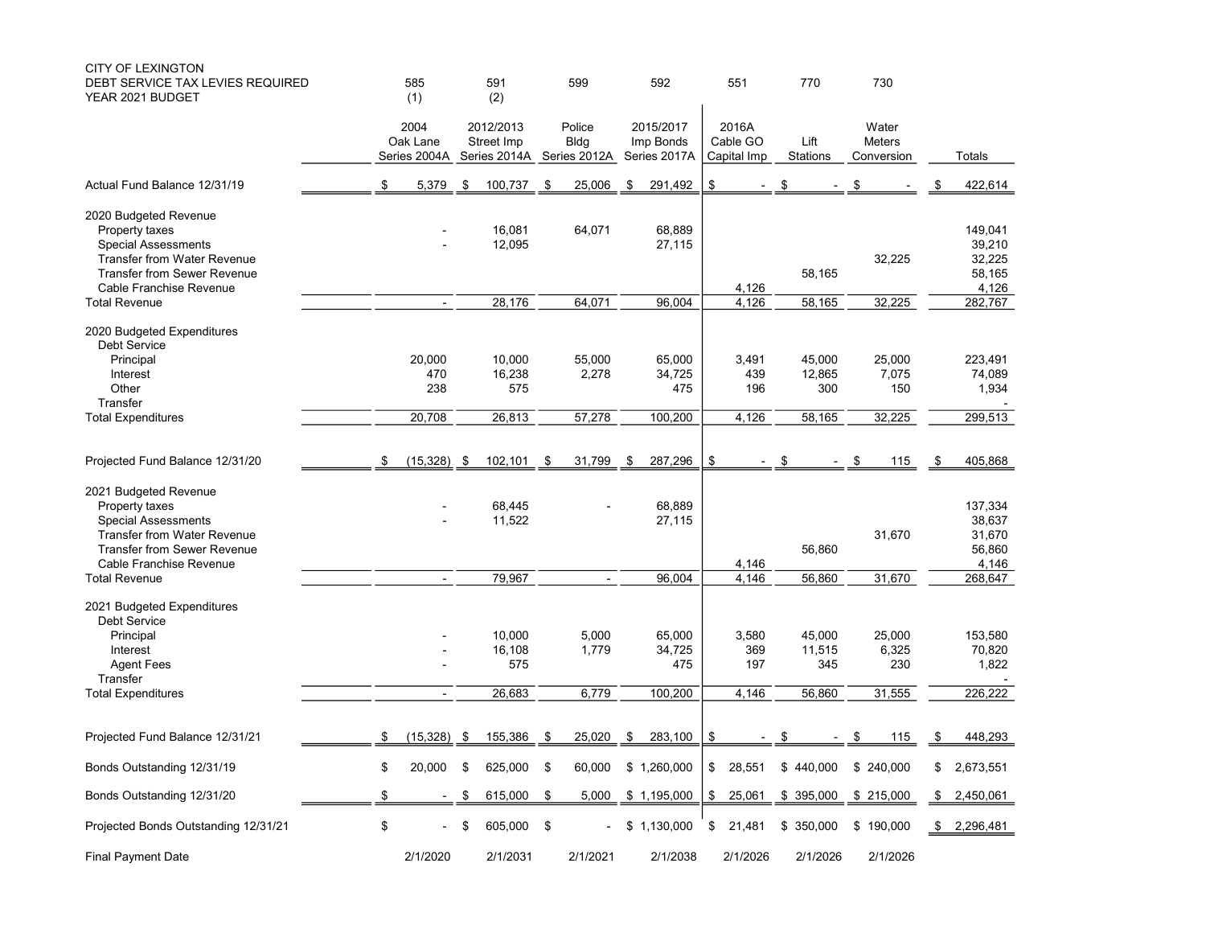CITY OF LEXINGTON
DEBT SERVICE TAX LEVIES REQUIRED
YEAR 2021 BUDGET

| | 585 (1) | 591 (2) | 599 | 592 | 551 | 770 | 730 | |
|---|---|---|---|---|---|---|---|---|
| | 2004 Oak Lane Series 2004A | 2012/2013 Street Imp Series 2014A | Police Bldg Series 2012A | 2015/2017 Imp Bonds Series 2017A | 2016A Cable GO Capital Imp | Lift Stations | Water Meters Conversion | Totals |
| Actual Fund Balance 12/31/19 | $ 5,379 | $ 100,737 | $ 25,006 | $ 291,492 | $ - | $ - | $ - | $ 422,614 |
| 2020 Budgeted Revenue | | | | | | | | |
| Property taxes | - | 16,081 | 64,071 | 68,889 | | | | 149,041 |
| Special Assessments | - | 12,095 | | 27,115 | | | | 39,210 |
| Transfer from Water Revenue | | | | | | | 32,225 | 32,225 |
| Transfer from Sewer Revenue | | | | | | 58,165 | | 58,165 |
| Cable Franchise Revenue | | | | | 4,126 | | | 4,126 |
| Total Revenue | - | 28,176 | 64,071 | 96,004 | 4,126 | 58,165 | 32,225 | 282,767 |
| 2020 Budgeted Expenditures | | | | | | | | |
| Debt Service | | | | | | | | |
| Principal | 20,000 | 10,000 | 55,000 | 65,000 | 3,491 | 45,000 | 25,000 | 223,491 |
| Interest | 470 | 16,238 | 2,278 | 34,725 | 439 | 12,865 | 7,075 | 74,089 |
| Other | 238 | 575 | | 475 | 196 | 300 | 150 | 1,934 |
| Transfer | | | | | | | | - |
| Total Expenditures | 20,708 | 26,813 | 57,278 | 100,200 | 4,126 | 58,165 | 32,225 | 299,513 |
| Projected Fund Balance 12/31/20 | $ (15,328) | $ 102,101 | $ 31,799 | $ 287,296 | $ - | $ - | $ 115 | $ 405,868 |
| 2021 Budgeted Revenue | | | | | | | | |
| Property taxes | - | 68,445 | - | 68,889 | | | | 137,334 |
| Special Assessments | - | 11,522 | | 27,115 | | | | 38,637 |
| Transfer from Water Revenue | | | | | | | 31,670 | 31,670 |
| Transfer from Sewer Revenue | | | | | | 56,860 | | 56,860 |
| Cable Franchise Revenue | | | | | 4,146 | | | 4,146 |
| Total Revenue | - | 79,967 | - | 96,004 | 4,146 | 56,860 | 31,670 | 268,647 |
| 2021 Budgeted Expenditures | | | | | | | | |
| Debt Service | | | | | | | | |
| Principal | - | 10,000 | 5,000 | 65,000 | 3,580 | 45,000 | 25,000 | 153,580 |
| Interest | - | 16,108 | 1,779 | 34,725 | 369 | 11,515 | 6,325 | 70,820 |
| Agent Fees | - | 575 | | 475 | 197 | 345 | 230 | 1,822 |
| Transfer | | | | | | | | - |
| Total Expenditures | - | 26,683 | 6,779 | 100,200 | 4,146 | 56,860 | 31,555 | 226,222 |
| Projected Fund Balance 12/31/21 | $ (15,328) | $ 155,386 | $ 25,020 | $ 283,100 | $ - | $ - | $ 115 | $ 448,293 |
| Bonds Outstanding 12/31/19 | $ 20,000 | $ 625,000 | $ 60,000 | $ 1,260,000 | $ 28,551 | $ 440,000 | $ 240,000 | $ 2,673,551 |
| Bonds Outstanding 12/31/20 | $ - | $ 615,000 | $ 5,000 | $ 1,195,000 | $ 25,061 | $ 395,000 | $ 215,000 | $ 2,450,061 |
| Projected Bonds Outstanding 12/31/21 | $ - | $ 605,000 | $ - | $ 1,130,000 | $ 21,481 | $ 350,000 | $ 190,000 | $ 2,296,481 |
| Final Payment Date | 2/1/2020 | 2/1/2031 | 2/1/2021 | 2/1/2038 | 2/1/2026 | 2/1/2026 | 2/1/2026 | |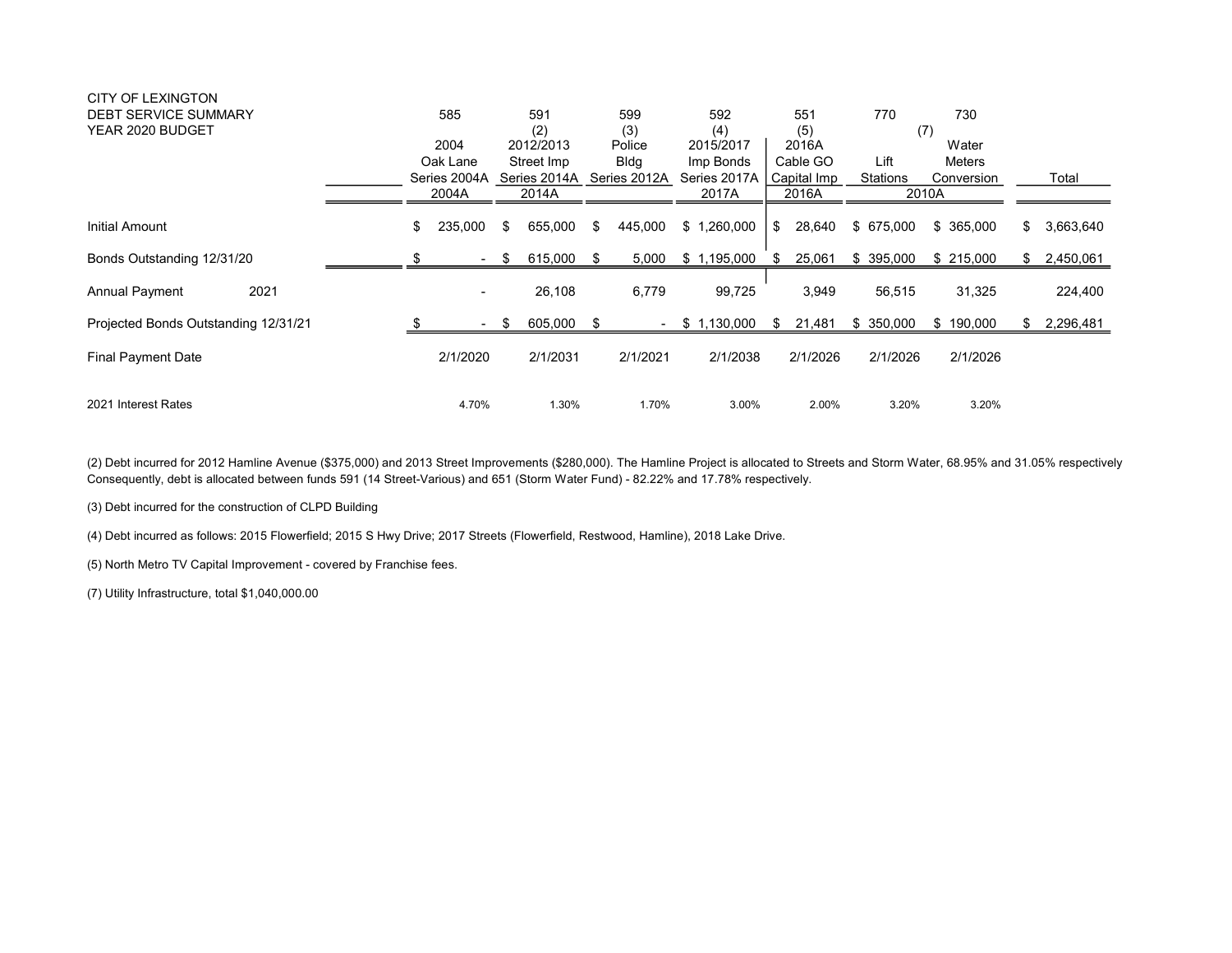CITY OF LEXINGTON
DEBT SERVICE SUMMARY
YEAR 2020 BUDGET

| | 585 | 591 | 599 | 592 | 551 | 770 | 730 | |
|---|---|---|---|---|---|---|---|---|
| | | (2) | (3) | (4) | (5) | (7) | | |
| | 2004 | 2012/2013 | Police | 2015/2017 | 2016A | | Water | |
| | Oak Lane | Street Imp | Bldg | Imp Bonds | Cable GO | Lift | Meters | |
| | Series 2004A | Series 2014A | Series 2012A | Series 2017A | Capital Imp | Stations | Conversion | Total |
| | 2004A | 2014A | | 2017A | 2016A | 2010A | | |
| Initial Amount | $ 235,000 | $ 655,000 | $ 445,000 | $ 1,260,000 | $ 28,640 | $ 675,000 | $ 365,000 | $ 3,663,640 |
| Bonds Outstanding 12/31/20 | $ - | $ 615,000 | $ 5,000 | $ 1,195,000 | $ 25,061 | $ 395,000 | $ 215,000 | $ 2,450,061 |
| Annual Payment 2021 | - | 26,108 | 6,779 | 99,725 | 3,949 | 56,515 | 31,325 | 224,400 |
| Projected Bonds Outstanding 12/31/21 | $ - | $ 605,000 | $ - | $ 1,130,000 | $ 21,481 | $ 350,000 | $ 190,000 | $ 2,296,481 |
| Final Payment Date | 2/1/2020 | 2/1/2031 | 2/1/2021 | 2/1/2038 | 2/1/2026 | 2/1/2026 | 2/1/2026 | |
| 2021 Interest Rates | 4.70% | 1.30% | 1.70% | 3.00% | 2.00% | 3.20% | 3.20% | |

(2) Debt incurred for 2012 Hamline Avenue ($375,000) and 2013 Street Improvements ($280,000). The Hamline Project is allocated to Streets and Storm Water, 68.95% and 31.05% respectively Consequently, debt is allocated between funds 591 (14 Street-Various) and 651 (Storm Water Fund) - 82.22% and 17.78% respectively.

(3) Debt incurred for the construction of CLPD Building

(4) Debt incurred as follows: 2015 Flowerfield; 2015 S Hwy Drive; 2017 Streets (Flowerfield, Restwood, Hamline), 2018 Lake Drive.

(5) North Metro TV Capital Improvement - covered by Franchise fees.

(7) Utility Infrastructure, total $1,040,000.00